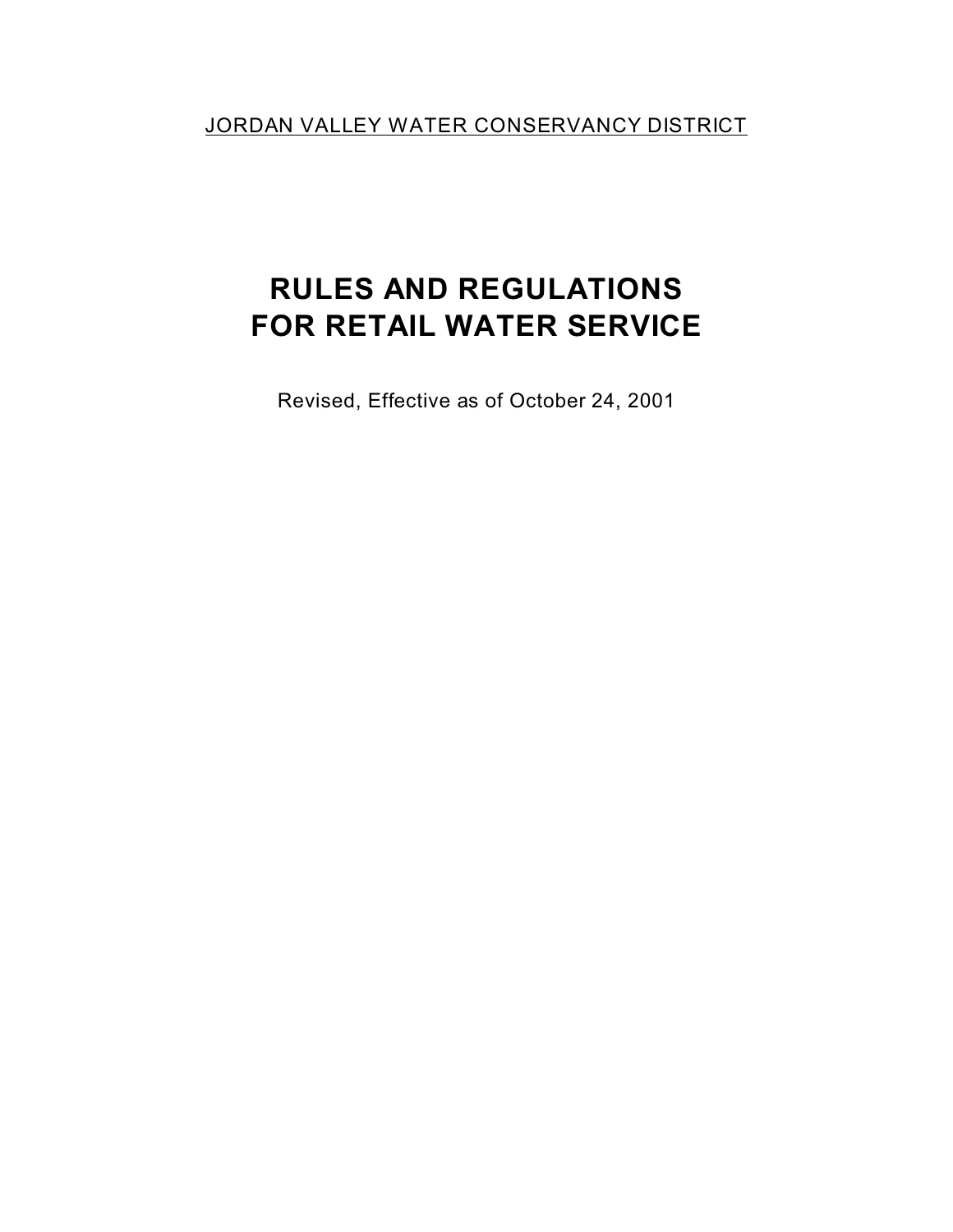<u>JORDAN VALLEY WATER CONSERVANCY DISTRICT</u>

# RULES AND REGULATIONS FOR RETAIL WATER SERVICE

Revised, Effective as of October 24, 2001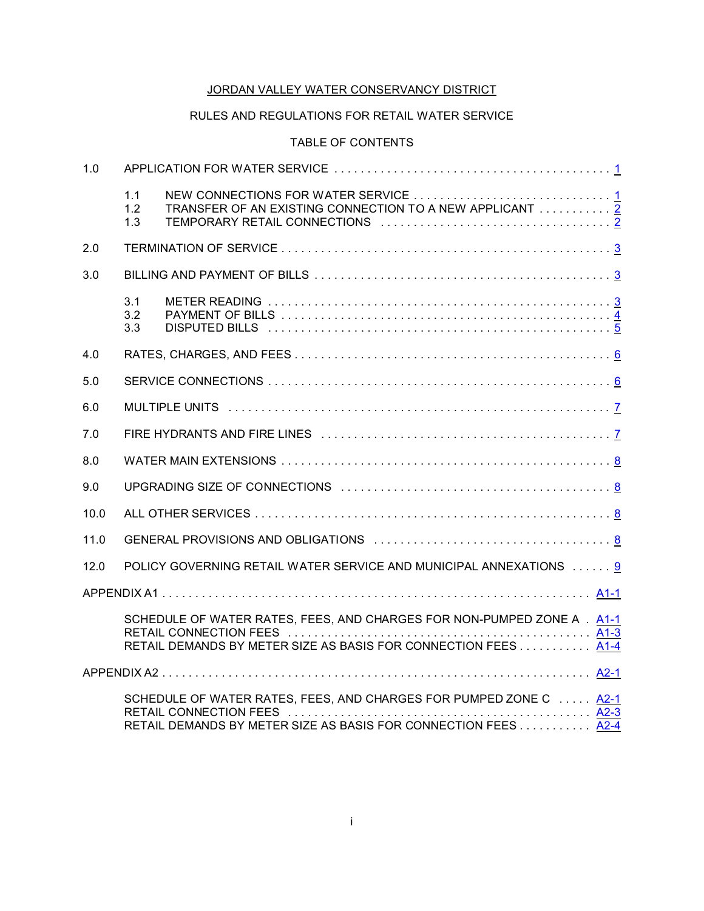JORDAN VALLEY WATER CONSERVANCY DISTRICT

RULES AND REGULATIONS FOR RETAIL WATER SERVICE

TABLE OF CONTENTS

| | | |
|---|---|---|
| 1.0 | APPLICATION FOR WATER SERVICE | 1 |
| | 1.1 NEW CONNECTIONS FOR WATER SERVICE | 1 |
| | 1.2 TRANSFER OF AN EXISTING CONNECTION TO A NEW APPLICANT | 2 |
| | 1.3 TEMPORARY RETAIL CONNECTIONS | 2 |
| 2.0 | TERMINATION OF SERVICE | 3 |
| 3.0 | BILLING AND PAYMENT OF BILLS | 3 |
| | 3.1 METER READING | 3 |
| | 3.2 PAYMENT OF BILLS | 4 |
| | 3.3 DISPUTED BILLS | 5 |
| 4.0 | RATES, CHARGES, AND FEES | 6 |
| 5.0 | SERVICE CONNECTIONS | 6 |
| 6.0 | MULTIPLE UNITS | 7 |
| 7.0 | FIRE HYDRANTS AND FIRE LINES | 7 |
| 8.0 | WATER MAIN EXTENSIONS | 8 |
| 9.0 | UPGRADING SIZE OF CONNECTIONS | 8 |
| 10.0 | ALL OTHER SERVICES | 8 |
| 11.0 | GENERAL PROVISIONS AND OBLIGATIONS | 8 |
| 12.0 | POLICY GOVERNING RETAIL WATER SERVICE AND MUNICIPAL ANNEXATIONS | 9 |
| APPENDIX A1 | | A1-1 |
| | SCHEDULE OF WATER RATES, FEES, AND CHARGES FOR NON-PUMPED ZONE A | A1-1 |
| | RETAIL CONNECTION FEES | A1-3 |
| | RETAIL DEMANDS BY METER SIZE AS BASIS FOR CONNECTION FEES | A1-4 |
| APPENDIX A2 | | A2-1 |
| | SCHEDULE OF WATER RATES, FEES, AND CHARGES FOR PUMPED ZONE C | A2-1 |
| | RETAIL CONNECTION FEES | A2-3 |
| | RETAIL DEMANDS BY METER SIZE AS BASIS FOR CONNECTION FEES | A2-4 |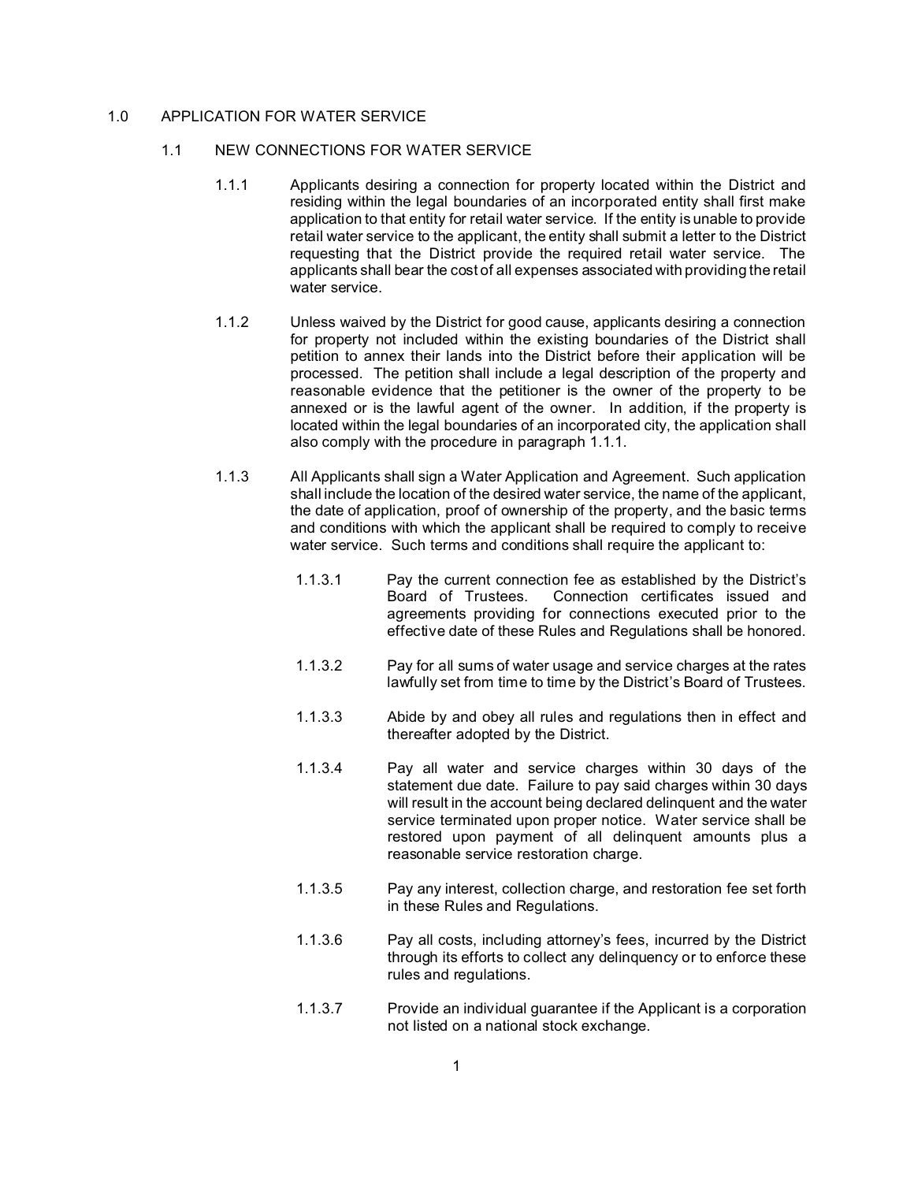# 1.0 APPLICATION FOR WATER SERVICE

## 1.1 NEW CONNECTIONS FOR WATER SERVICE

1.1.1 Applicants desiring a connection for property located within the District and residing within the legal boundaries of an incorporated entity shall first make application to that entity for retail water service. If the entity is unable to provide retail water service to the applicant, the entity shall submit a letter to the District requesting that the District provide the required retail water service. The applicants shall bear the cost of all expenses associated with providing the retail water service.

1.1.2 Unless waived by the District for good cause, applicants desiring a connection for property not included within the existing boundaries of the District shall petition to annex their lands into the District before their application will be processed. The petition shall include a legal description of the property and reasonable evidence that the petitioner is the owner of the property to be annexed or is the lawful agent of the owner. In addition, if the property is located within the legal boundaries of an incorporated city, the application shall also comply with the procedure in paragraph 1.1.1.

1.1.3 All Applicants shall sign a Water Application and Agreement. Such application shall include the location of the desired water service, the name of the applicant, the date of application, proof of ownership of the property, and the basic terms and conditions with which the applicant shall be required to comply to receive water service. Such terms and conditions shall require the applicant to:

1.1.3.1 Pay the current connection fee as established by the District's Board of Trustees. Connection certificates issued and agreements providing for connections executed prior to the effective date of these Rules and Regulations shall be honored.

1.1.3.2 Pay for all sums of water usage and service charges at the rates lawfully set from time to time by the District's Board of Trustees.

1.1.3.3 Abide by and obey all rules and regulations then in effect and thereafter adopted by the District.

1.1.3.4 Pay all water and service charges within 30 days of the statement due date. Failure to pay said charges within 30 days will result in the account being declared delinquent and the water service terminated upon proper notice. Water service shall be restored upon payment of all delinquent amounts plus a reasonable service restoration charge.

1.1.3.5 Pay any interest, collection charge, and restoration fee set forth in these Rules and Regulations.

1.1.3.6 Pay all costs, including attorney's fees, incurred by the District through its efforts to collect any delinquency or to enforce these rules and regulations.

1.1.3.7 Provide an individual guarantee if the Applicant is a corporation not listed on a national stock exchange.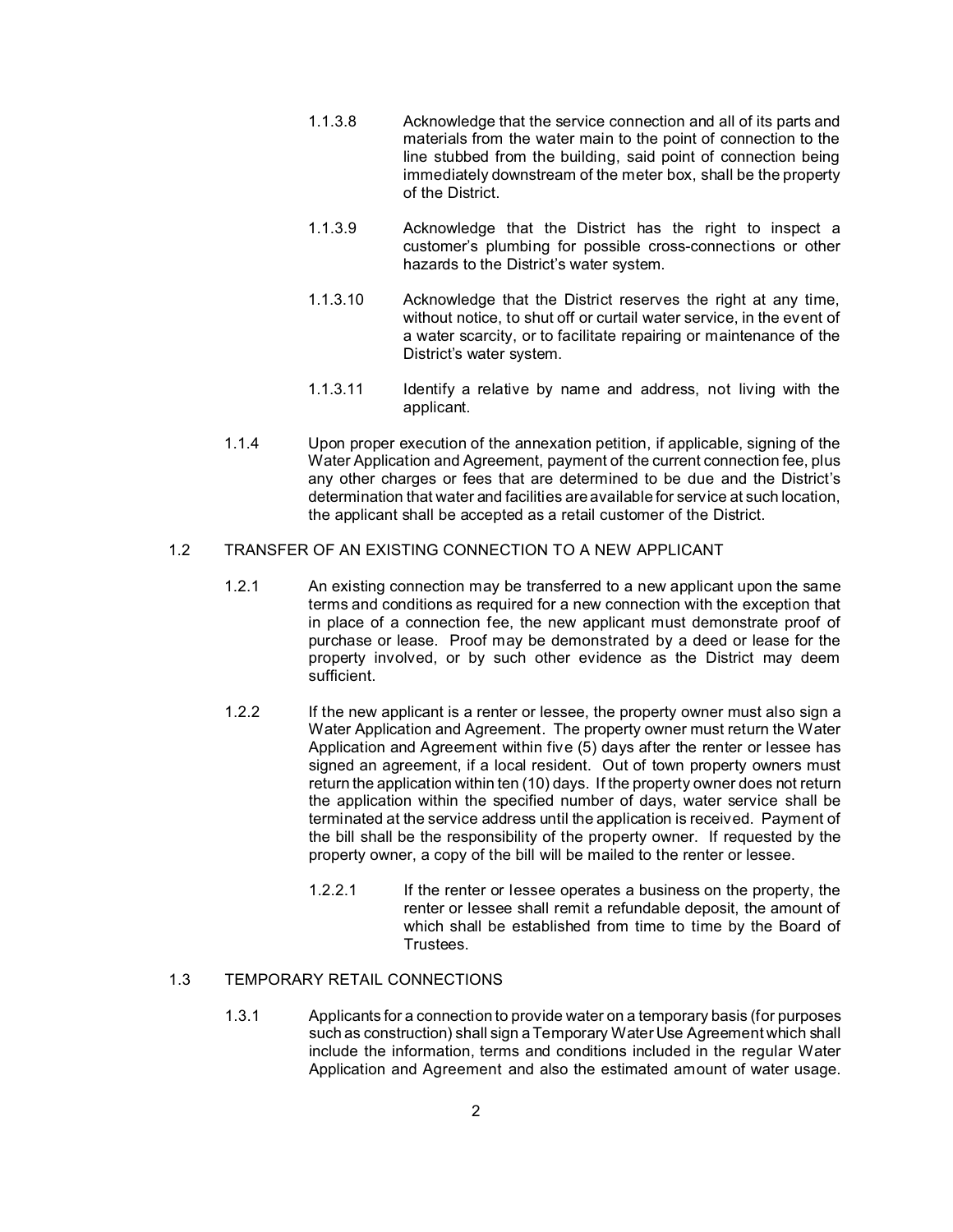1.1.3.8 Acknowledge that the service connection and all of its parts and materials from the water main to the point of connection to the line stubbed from the building, said point of connection being immediately downstream of the meter box, shall be the property of the District.

1.1.3.9 Acknowledge that the District has the right to inspect a customer's plumbing for possible cross-connections or other hazards to the District's water system.

1.1.3.10 Acknowledge that the District reserves the right at any time, without notice, to shut off or curtail water service, in the event of a water scarcity, or to facilitate repairing or maintenance of the District's water system.

1.1.3.11 Identify a relative by name and address, not living with the applicant.

1.1.4 Upon proper execution of the annexation petition, if applicable, signing of the Water Application and Agreement, payment of the current connection fee, plus any other charges or fees that are determined to be due and the District's determination that water and facilities are available for service at such location, the applicant shall be accepted as a retail customer of the District.

## 1.2 TRANSFER OF AN EXISTING CONNECTION TO A NEW APPLICANT

1.2.1 An existing connection may be transferred to a new applicant upon the same terms and conditions as required for a new connection with the exception that in place of a connection fee, the new applicant must demonstrate proof of purchase or lease. Proof may be demonstrated by a deed or lease for the property involved, or by such other evidence as the District may deem sufficient.

1.2.2 If the new applicant is a renter or lessee, the property owner must also sign a Water Application and Agreement. The property owner must return the Water Application and Agreement within five (5) days after the renter or lessee has signed an agreement, if a local resident. Out of town property owners must return the application within ten (10) days. If the property owner does not return the application within the specified number of days, water service shall be terminated at the service address until the application is received. Payment of the bill shall be the responsibility of the property owner. If requested by the property owner, a copy of the bill will be mailed to the renter or lessee.

1.2.2.1 If the renter or lessee operates a business on the property, the renter or lessee shall remit a refundable deposit, the amount of which shall be established from time to time by the Board of Trustees.

## 1.3 TEMPORARY RETAIL CONNECTIONS

1.3.1 Applicants for a connection to provide water on a temporary basis (for purposes such as construction) shall sign a Temporary Water Use Agreement which shall include the information, terms and conditions included in the regular Water Application and Agreement and also the estimated amount of water usage.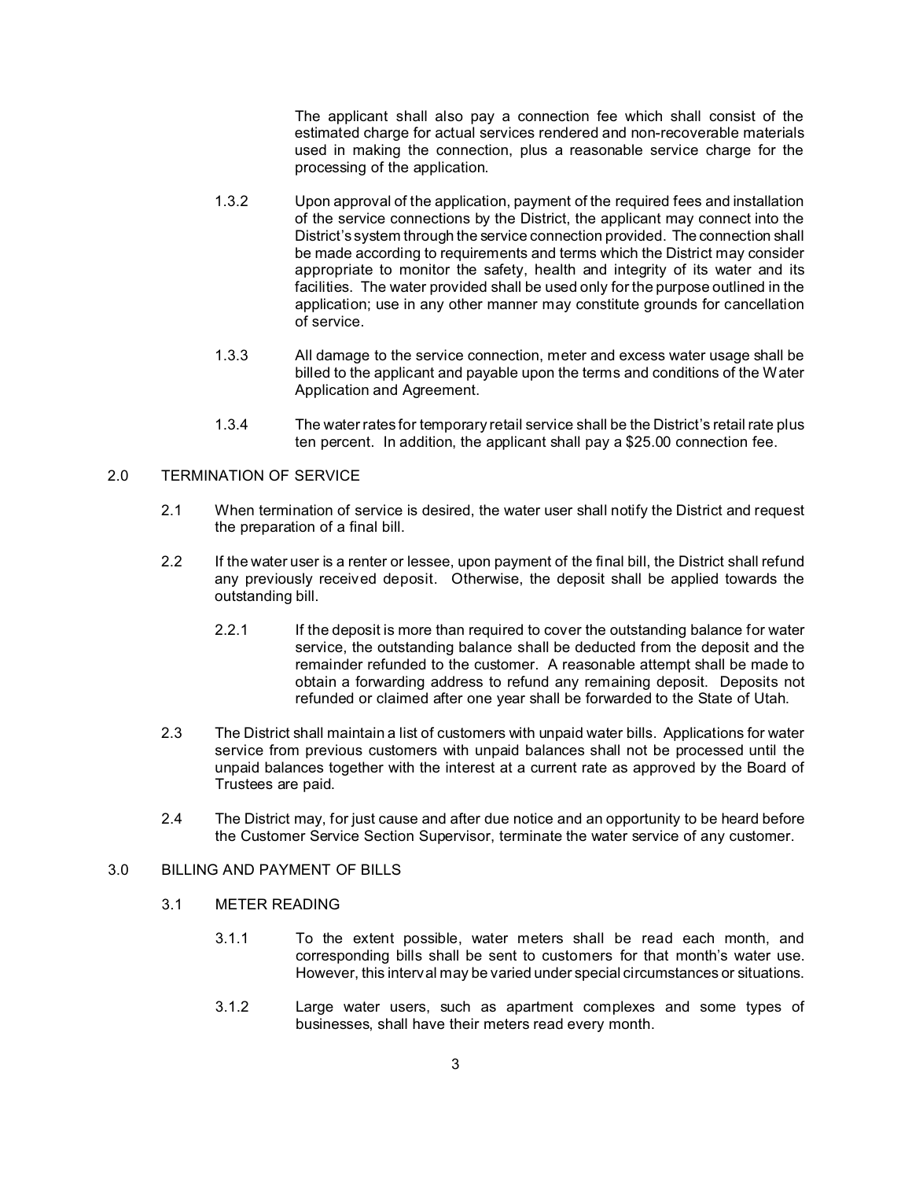The applicant shall also pay a connection fee which shall consist of the estimated charge for actual services rendered and non-recoverable materials used in making the connection, plus a reasonable service charge for the processing of the application.

1.3.2 Upon approval of the application, payment of the required fees and installation of the service connections by the District, the applicant may connect into the District's system through the service connection provided. The connection shall be made according to requirements and terms which the District may consider appropriate to monitor the safety, health and integrity of its water and its facilities. The water provided shall be used only for the purpose outlined in the application; use in any other manner may constitute grounds for cancellation of service.

1.3.3 All damage to the service connection, meter and excess water usage shall be billed to the applicant and payable upon the terms and conditions of the Water Application and Agreement.

1.3.4 The water rates for temporary retail service shall be the District's retail rate plus ten percent. In addition, the applicant shall pay a $25.00 connection fee.

## 2.0 TERMINATION OF SERVICE

2.1 When termination of service is desired, the water user shall notify the District and request the preparation of a final bill.

2.2 If the water user is a renter or lessee, upon payment of the final bill, the District shall refund any previously received deposit. Otherwise, the deposit shall be applied towards the outstanding bill.

2.2.1 If the deposit is more than required to cover the outstanding balance for water service, the outstanding balance shall be deducted from the deposit and the remainder refunded to the customer. A reasonable attempt shall be made to obtain a forwarding address to refund any remaining deposit. Deposits not refunded or claimed after one year shall be forwarded to the State of Utah.

2.3 The District shall maintain a list of customers with unpaid water bills. Applications for water service from previous customers with unpaid balances shall not be processed until the unpaid balances together with the interest at a current rate as approved by the Board of Trustees are paid.

2.4 The District may, for just cause and after due notice and an opportunity to be heard before the Customer Service Section Supervisor, terminate the water service of any customer.

## 3.0 BILLING AND PAYMENT OF BILLS

### 3.1 METER READING

3.1.1 To the extent possible, water meters shall be read each month, and corresponding bills shall be sent to customers for that month's water use. However, this interval may be varied under special circumstances or situations.

3.1.2 Large water users, such as apartment complexes and some types of businesses, shall have their meters read every month.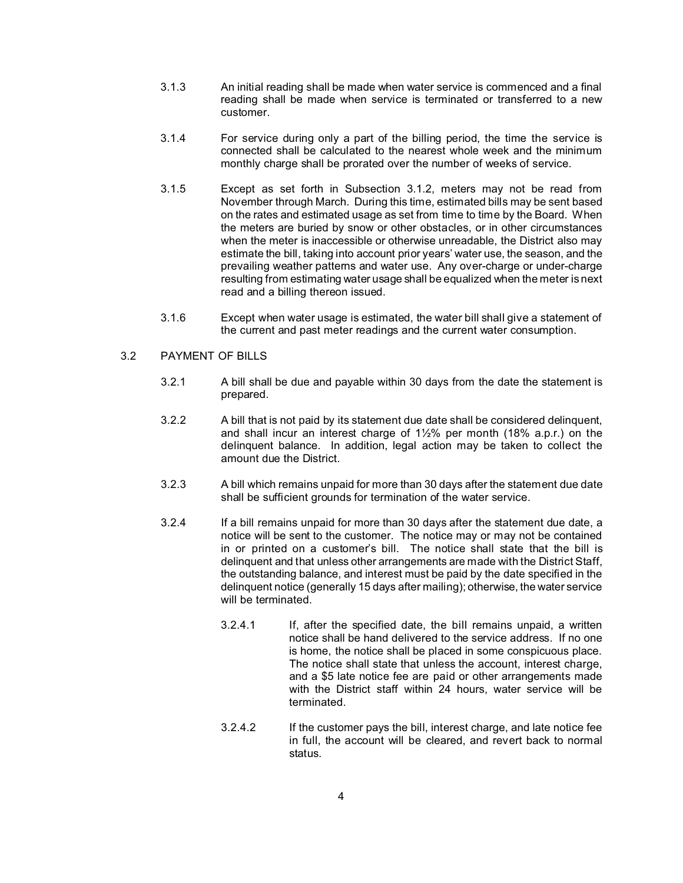3.1.3 An initial reading shall be made when water service is commenced and a final reading shall be made when service is terminated or transferred to a new customer.

3.1.4 For service during only a part of the billing period, the time the service is connected shall be calculated to the nearest whole week and the minimum monthly charge shall be prorated over the number of weeks of service.

3.1.5 Except as set forth in Subsection 3.1.2, meters may not be read from November through March. During this time, estimated bills may be sent based on the rates and estimated usage as set from time to time by the Board. When the meters are buried by snow or other obstacles, or in other circumstances when the meter is inaccessible or otherwise unreadable, the District also may estimate the bill, taking into account prior years' water use, the season, and the prevailing weather patterns and water use. Any over-charge or under-charge resulting from estimating water usage shall be equalized when the meter is next read and a billing thereon issued.

3.1.6 Except when water usage is estimated, the water bill shall give a statement of the current and past meter readings and the current water consumption.

## 3.2 PAYMENT OF BILLS

3.2.1 A bill shall be due and payable within 30 days from the date the statement is prepared.

3.2.2 A bill that is not paid by its statement due date shall be considered delinquent, and shall incur an interest charge of 1½% per month (18% a.p.r.) on the delinquent balance. In addition, legal action may be taken to collect the amount due the District.

3.2.3 A bill which remains unpaid for more than 30 days after the statement due date shall be sufficient grounds for termination of the water service.

3.2.4 If a bill remains unpaid for more than 30 days after the statement due date, a notice will be sent to the customer. The notice may or may not be contained in or printed on a customer's bill. The notice shall state that the bill is delinquent and that unless other arrangements are made with the District Staff, the outstanding balance, and interest must be paid by the date specified in the delinquent notice (generally 15 days after mailing); otherwise, the water service will be terminated.

3.2.4.1 If, after the specified date, the bill remains unpaid, a written notice shall be hand delivered to the service address. If no one is home, the notice shall be placed in some conspicuous place. The notice shall state that unless the account, interest charge, and a $5 late notice fee are paid or other arrangements made with the District staff within 24 hours, water service will be terminated.

3.2.4.2 If the customer pays the bill, interest charge, and late notice fee in full, the account will be cleared, and revert back to normal status.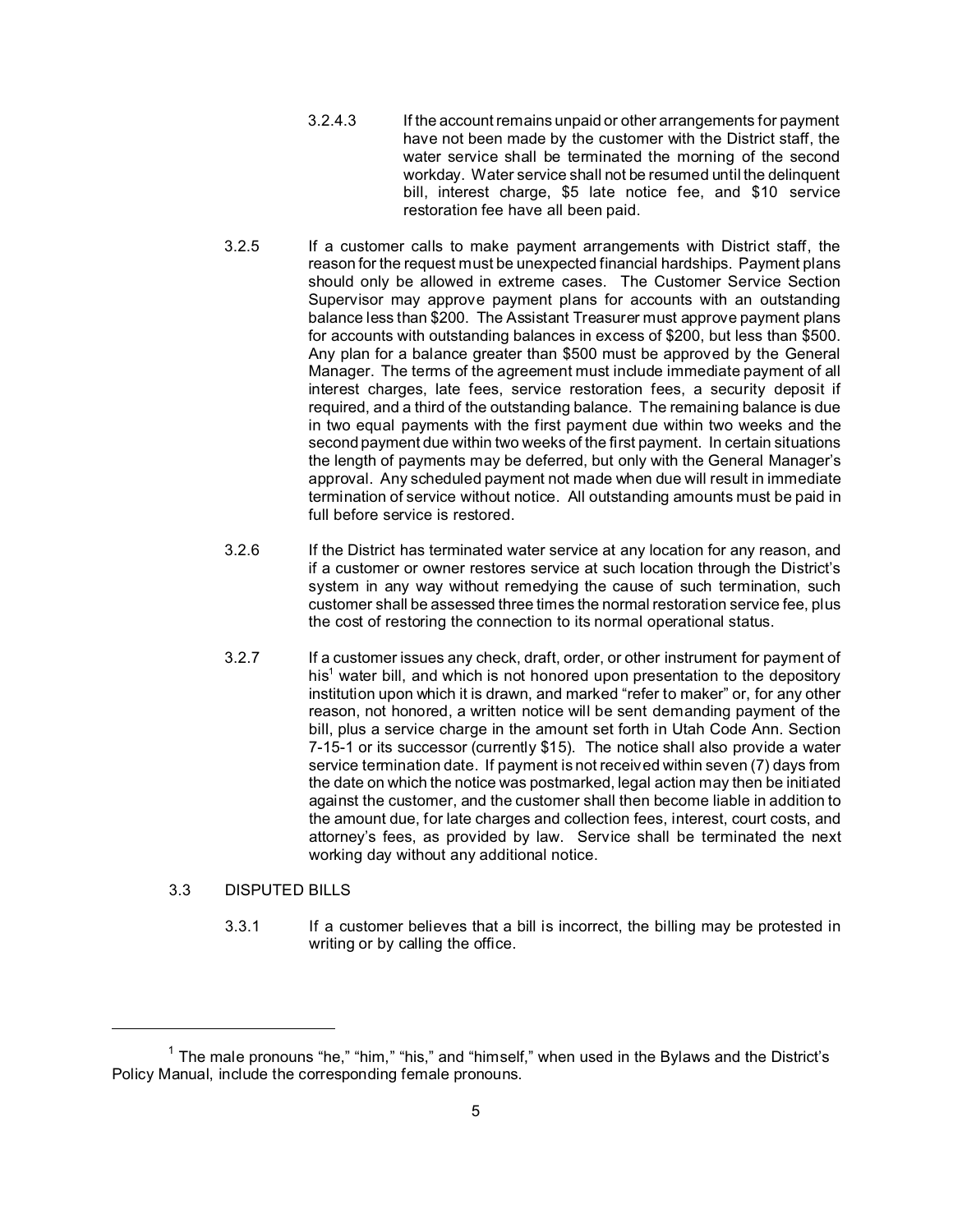3.2.4.3 If the account remains unpaid or other arrangements for payment have not been made by the customer with the District staff, the water service shall be terminated the morning of the second workday. Water service shall not be resumed until the delinquent bill, interest charge, $5 late notice fee, and $10 service restoration fee have all been paid.

3.2.5 If a customer calls to make payment arrangements with District staff, the reason for the request must be unexpected financial hardships. Payment plans should only be allowed in extreme cases. The Customer Service Section Supervisor may approve payment plans for accounts with an outstanding balance less than $200. The Assistant Treasurer must approve payment plans for accounts with outstanding balances in excess of $200, but less than $500. Any plan for a balance greater than $500 must be approved by the General Manager. The terms of the agreement must include immediate payment of all interest charges, late fees, service restoration fees, a security deposit if required, and a third of the outstanding balance. The remaining balance is due in two equal payments with the first payment due within two weeks and the second payment due within two weeks of the first payment. In certain situations the length of payments may be deferred, but only with the General Manager's approval. Any scheduled payment not made when due will result in immediate termination of service without notice. All outstanding amounts must be paid in full before service is restored.

3.2.6 If the District has terminated water service at any location for any reason, and if a customer or owner restores service at such location through the District's system in any way without remedying the cause of such termination, such customer shall be assessed three times the normal restoration service fee, plus the cost of restoring the connection to its normal operational status.

3.2.7 If a customer issues any check, draft, order, or other instrument for payment of his[1] water bill, and which is not honored upon presentation to the depository institution upon which it is drawn, and marked "refer to maker" or, for any other reason, not honored, a written notice will be sent demanding payment of the bill, plus a service charge in the amount set forth in Utah Code Ann. Section 7-15-1 or its successor (currently $15). The notice shall also provide a water service termination date. If payment is not received within seven (7) days from the date on which the notice was postmarked, legal action may then be initiated against the customer, and the customer shall then become liable in addition to the amount due, for late charges and collection fees, interest, court costs, and attorney's fees, as provided by law. Service shall be terminated the next working day without any additional notice.

3.3 DISPUTED BILLS

3.3.1 If a customer believes that a bill is incorrect, the billing may be protested in writing or by calling the office.

---

[1] The male pronouns "he," "him," "his," and "himself," when used in the Bylaws and the District's Policy Manual, include the corresponding female pronouns.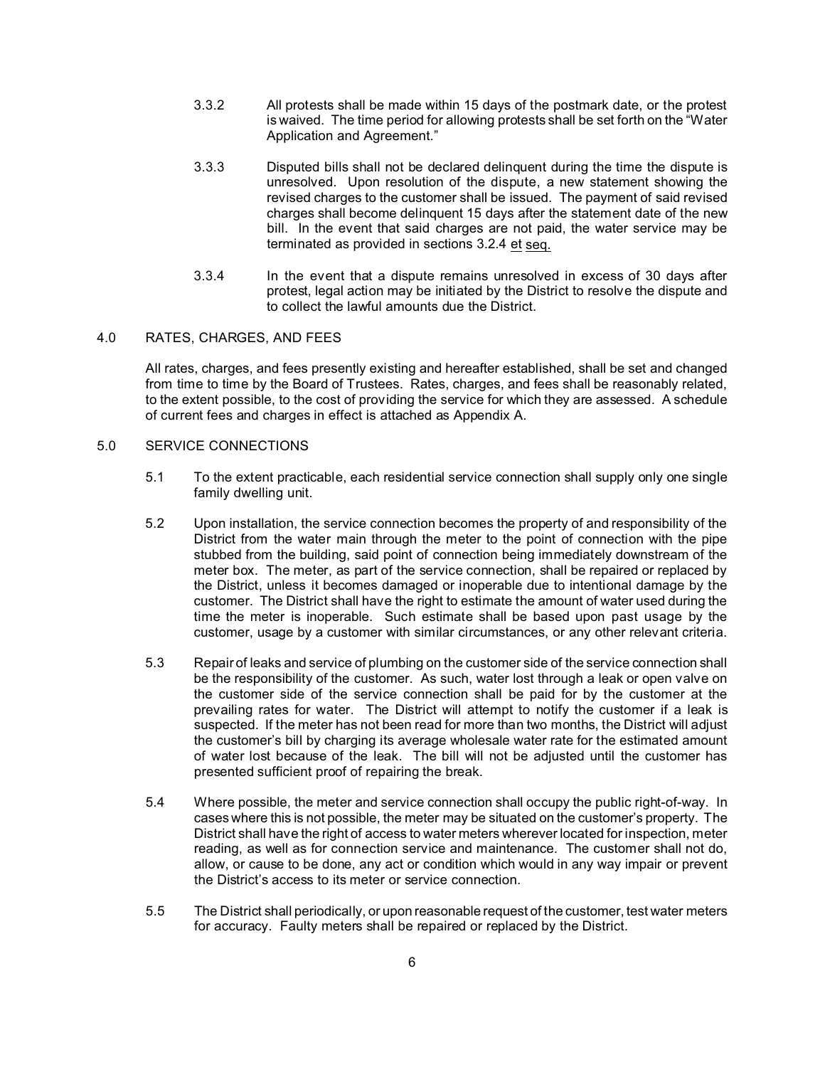3.3.2 All protests shall be made within 15 days of the postmark date, or the protest is waived. The time period for allowing protests shall be set forth on the "Water Application and Agreement."

3.3.3 Disputed bills shall not be declared delinquent during the time the dispute is unresolved. Upon resolution of the dispute, a new statement showing the revised charges to the customer shall be issued. The payment of said revised charges shall become delinquent 15 days after the statement date of the new bill. In the event that said charges are not paid, the water service may be terminated as provided in sections 3.2.4 et seq.

3.3.4 In the event that a dispute remains unresolved in excess of 30 days after protest, legal action may be initiated by the District to resolve the dispute and to collect the lawful amounts due the District.

## 4.0 RATES, CHARGES, AND FEES

All rates, charges, and fees presently existing and hereafter established, shall be set and changed from time to time by the Board of Trustees. Rates, charges, and fees shall be reasonably related, to the extent possible, to the cost of providing the service for which they are assessed. A schedule of current fees and charges in effect is attached as Appendix A.

## 5.0 SERVICE CONNECTIONS

5.1 To the extent practicable, each residential service connection shall supply only one single family dwelling unit.

5.2 Upon installation, the service connection becomes the property of and responsibility of the District from the water main through the meter to the point of connection with the pipe stubbed from the building, said point of connection being immediately downstream of the meter box. The meter, as part of the service connection, shall be repaired or replaced by the District, unless it becomes damaged or inoperable due to intentional damage by the customer. The District shall have the right to estimate the amount of water used during the time the meter is inoperable. Such estimate shall be based upon past usage by the customer, usage by a customer with similar circumstances, or any other relevant criteria.

5.3 Repair of leaks and service of plumbing on the customer side of the service connection shall be the responsibility of the customer. As such, water lost through a leak or open valve on the customer side of the service connection shall be paid for by the customer at the prevailing rates for water. The District will attempt to notify the customer if a leak is suspected. If the meter has not been read for more than two months, the District will adjust the customer's bill by charging its average wholesale water rate for the estimated amount of water lost because of the leak. The bill will not be adjusted until the customer has presented sufficient proof of repairing the break.

5.4 Where possible, the meter and service connection shall occupy the public right-of-way. In cases where this is not possible, the meter may be situated on the customer's property. The District shall have the right of access to water meters wherever located for inspection, meter reading, as well as for connection service and maintenance. The customer shall not do, allow, or cause to be done, any act or condition which would in any way impair or prevent the District's access to its meter or service connection.

5.5 The District shall periodically, or upon reasonable request of the customer, test water meters for accuracy. Faulty meters shall be repaired or replaced by the District.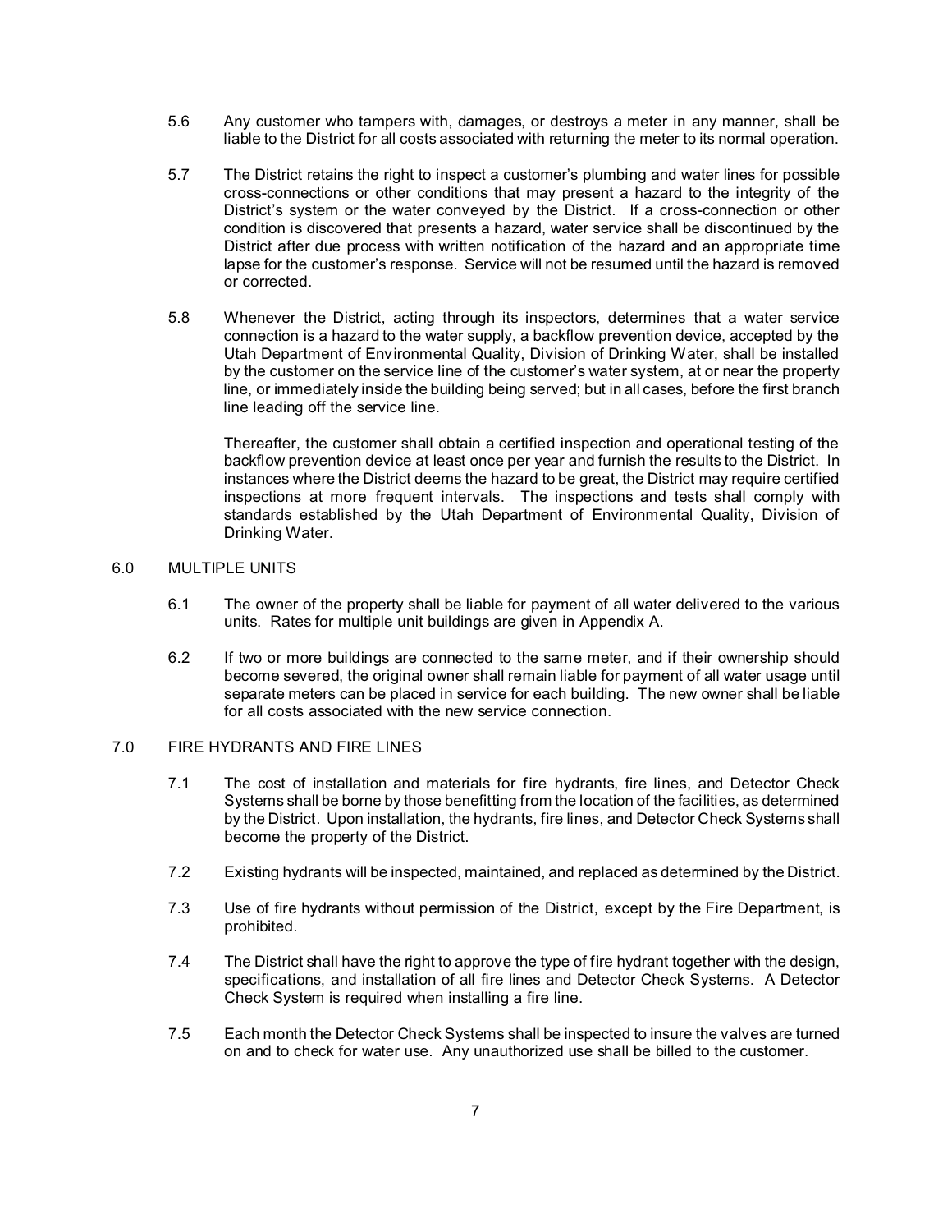5.6 Any customer who tampers with, damages, or destroys a meter in any manner, shall be liable to the District for all costs associated with returning the meter to its normal operation.

5.7 The District retains the right to inspect a customer's plumbing and water lines for possible cross-connections or other conditions that may present a hazard to the integrity of the District's system or the water conveyed by the District. If a cross-connection or other condition is discovered that presents a hazard, water service shall be discontinued by the District after due process with written notification of the hazard and an appropriate time lapse for the customer's response. Service will not be resumed until the hazard is removed or corrected.

5.8 Whenever the District, acting through its inspectors, determines that a water service connection is a hazard to the water supply, a backflow prevention device, accepted by the Utah Department of Environmental Quality, Division of Drinking Water, shall be installed by the customer on the service line of the customer's water system, at or near the property line, or immediately inside the building being served; but in all cases, before the first branch line leading off the service line.

Thereafter, the customer shall obtain a certified inspection and operational testing of the backflow prevention device at least once per year and furnish the results to the District. In instances where the District deems the hazard to be great, the District may require certified inspections at more frequent intervals. The inspections and tests shall comply with standards established by the Utah Department of Environmental Quality, Division of Drinking Water.

## 6.0 MULTIPLE UNITS

6.1 The owner of the property shall be liable for payment of all water delivered to the various units. Rates for multiple unit buildings are given in Appendix A.

6.2 If two or more buildings are connected to the same meter, and if their ownership should become severed, the original owner shall remain liable for payment of all water usage until separate meters can be placed in service for each building. The new owner shall be liable for all costs associated with the new service connection.

## 7.0 FIRE HYDRANTS AND FIRE LINES

7.1 The cost of installation and materials for fire hydrants, fire lines, and Detector Check Systems shall be borne by those benefitting from the location of the facilities, as determined by the District. Upon installation, the hydrants, fire lines, and Detector Check Systems shall become the property of the District.

7.2 Existing hydrants will be inspected, maintained, and replaced as determined by the District.

7.3 Use of fire hydrants without permission of the District, except by the Fire Department, is prohibited.

7.4 The District shall have the right to approve the type of fire hydrant together with the design, specifications, and installation of all fire lines and Detector Check Systems. A Detector Check System is required when installing a fire line.

7.5 Each month the Detector Check Systems shall be inspected to insure the valves are turned on and to check for water use. Any unauthorized use shall be billed to the customer.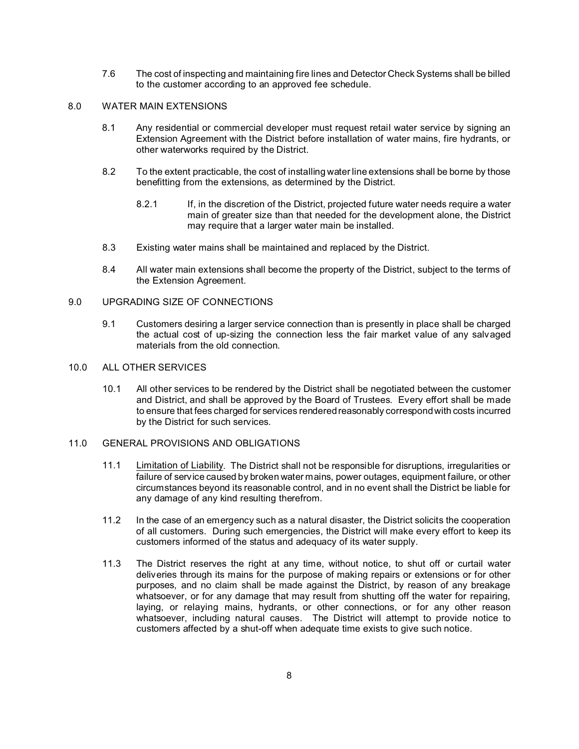7.6 The cost of inspecting and maintaining fire lines and Detector Check Systems shall be billed to the customer according to an approved fee schedule.

## 8.0 WATER MAIN EXTENSIONS

8.1 Any residential or commercial developer must request retail water service by signing an Extension Agreement with the District before installation of water mains, fire hydrants, or other waterworks required by the District.

8.2 To the extent practicable, the cost of installing water line extensions shall be borne by those benefitting from the extensions, as determined by the District.

8.2.1 If, in the discretion of the District, projected future water needs require a water main of greater size than that needed for the development alone, the District may require that a larger water main be installed.

8.3 Existing water mains shall be maintained and replaced by the District.

8.4 All water main extensions shall become the property of the District, subject to the terms of the Extension Agreement.

## 9.0 UPGRADING SIZE OF CONNECTIONS

9.1 Customers desiring a larger service connection than is presently in place shall be charged the actual cost of up-sizing the connection less the fair market value of any salvaged materials from the old connection.

## 10.0 ALL OTHER SERVICES

10.1 All other services to be rendered by the District shall be negotiated between the customer and District, and shall be approved by the Board of Trustees. Every effort shall be made to ensure that fees charged for services rendered reasonably correspond with costs incurred by the District for such services.

## 11.0 GENERAL PROVISIONS AND OBLIGATIONS

11.1 Limitation of Liability. The District shall not be responsible for disruptions, irregularities or failure of service caused by broken water mains, power outages, equipment failure, or other circumstances beyond its reasonable control, and in no event shall the District be liable for any damage of any kind resulting therefrom.

11.2 In the case of an emergency such as a natural disaster, the District solicits the cooperation of all customers. During such emergencies, the District will make every effort to keep its customers informed of the status and adequacy of its water supply.

11.3 The District reserves the right at any time, without notice, to shut off or curtail water deliveries through its mains for the purpose of making repairs or extensions or for other purposes, and no claim shall be made against the District, by reason of any breakage whatsoever, or for any damage that may result from shutting off the water for repairing, laying, or relaying mains, hydrants, or other connections, or for any other reason whatsoever, including natural causes. The District will attempt to provide notice to customers affected by a shut-off when adequate time exists to give such notice.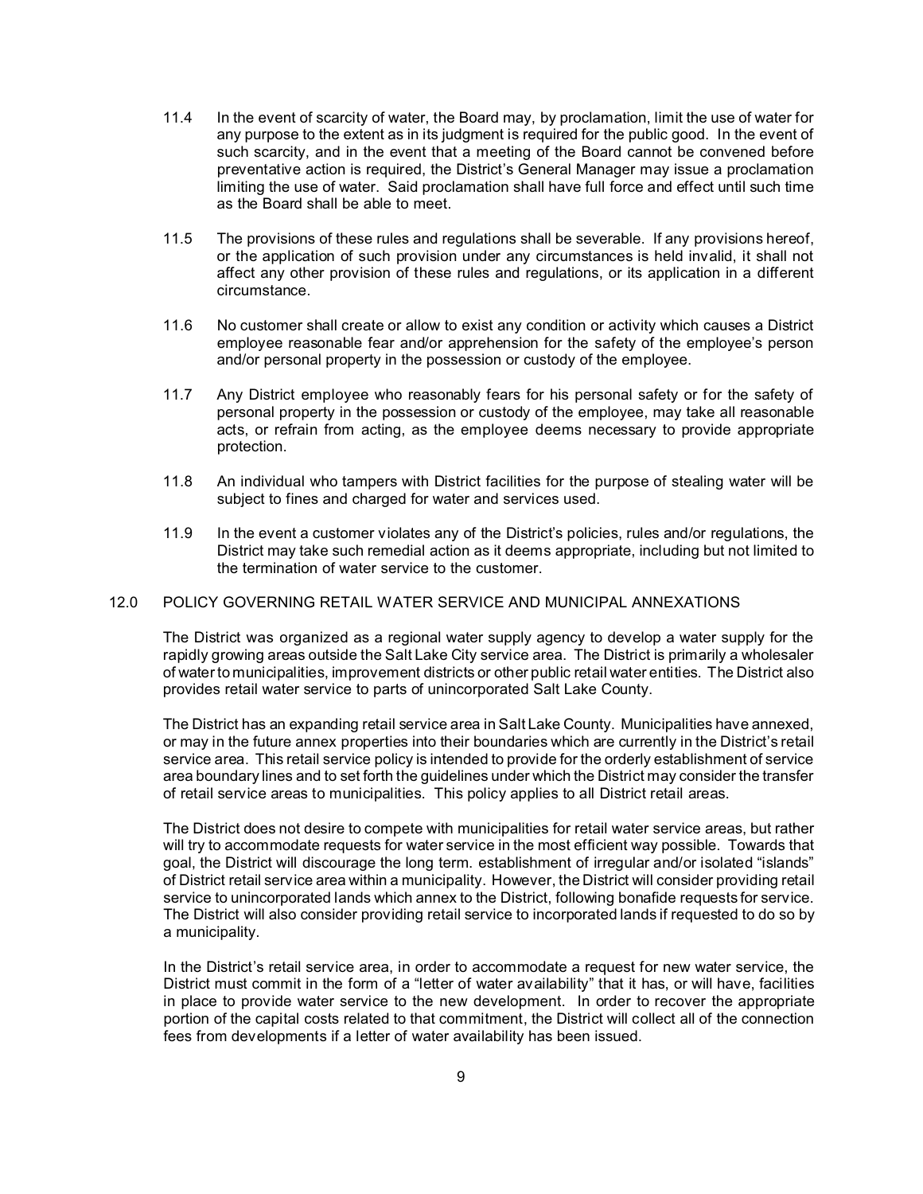11.4 In the event of scarcity of water, the Board may, by proclamation, limit the use of water for any purpose to the extent as in its judgment is required for the public good. In the event of such scarcity, and in the event that a meeting of the Board cannot be convened before preventative action is required, the District's General Manager may issue a proclamation limiting the use of water. Said proclamation shall have full force and effect until such time as the Board shall be able to meet.

11.5 The provisions of these rules and regulations shall be severable. If any provisions hereof, or the application of such provision under any circumstances is held invalid, it shall not affect any other provision of these rules and regulations, or its application in a different circumstance.

11.6 No customer shall create or allow to exist any condition or activity which causes a District employee reasonable fear and/or apprehension for the safety of the employee's person and/or personal property in the possession or custody of the employee.

11.7 Any District employee who reasonably fears for his personal safety or for the safety of personal property in the possession or custody of the employee, may take all reasonable acts, or refrain from acting, as the employee deems necessary to provide appropriate protection.

11.8 An individual who tampers with District facilities for the purpose of stealing water will be subject to fines and charged for water and services used.

11.9 In the event a customer violates any of the District's policies, rules and/or regulations, the District may take such remedial action as it deems appropriate, including but not limited to the termination of water service to the customer.

## 12.0 POLICY GOVERNING RETAIL WATER SERVICE AND MUNICIPAL ANNEXATIONS

The District was organized as a regional water supply agency to develop a water supply for the rapidly growing areas outside the Salt Lake City service area. The District is primarily a wholesaler of water to municipalities, improvement districts or other public retail water entities. The District also provides retail water service to parts of unincorporated Salt Lake County.

The District has an expanding retail service area in Salt Lake County. Municipalities have annexed, or may in the future annex properties into their boundaries which are currently in the District's retail service area. This retail service policy is intended to provide for the orderly establishment of service area boundary lines and to set forth the guidelines under which the District may consider the transfer of retail service areas to municipalities. This policy applies to all District retail areas.

The District does not desire to compete with municipalities for retail water service areas, but rather will try to accommodate requests for water service in the most efficient way possible. Towards that goal, the District will discourage the long term. establishment of irregular and/or isolated "islands" of District retail service area within a municipality. However, the District will consider providing retail service to unincorporated lands which annex to the District, following bonafide requests for service. The District will also consider providing retail service to incorporated lands if requested to do so by a municipality.

In the District's retail service area, in order to accommodate a request for new water service, the District must commit in the form of a "letter of water availability" that it has, or will have, facilities in place to provide water service to the new development. In order to recover the appropriate portion of the capital costs related to that commitment, the District will collect all of the connection fees from developments if a letter of water availability has been issued.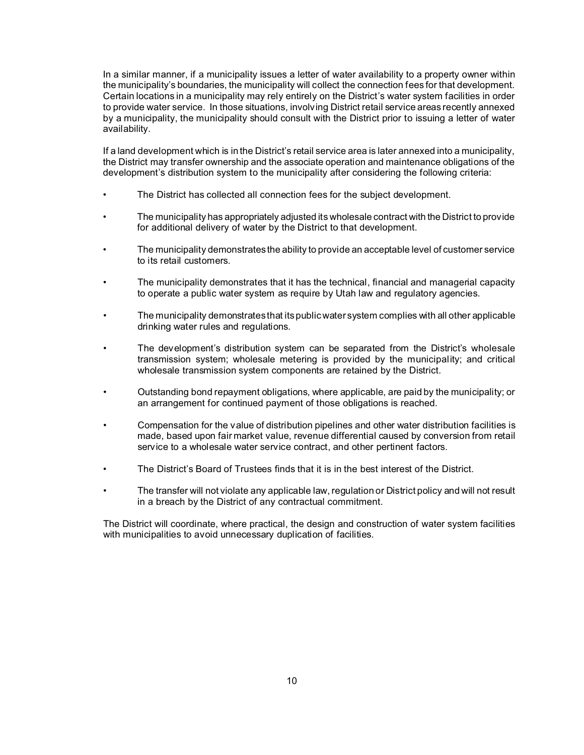In a similar manner, if a municipality issues a letter of water availability to a property owner within the municipality's boundaries, the municipality will collect the connection fees for that development. Certain locations in a municipality may rely entirely on the District's water system facilities in order to provide water service. In those situations, involving District retail service areas recently annexed by a municipality, the municipality should consult with the District prior to issuing a letter of water availability.

If a land development which is in the District's retail service area is later annexed into a municipality, the District may transfer ownership and the associate operation and maintenance obligations of the development's distribution system to the municipality after considering the following criteria:

- The District has collected all connection fees for the subject development.
- The municipality has appropriately adjusted its wholesale contract with the District to provide for additional delivery of water by the District to that development.
- The municipality demonstrates the ability to provide an acceptable level of customer service to its retail customers.
- The municipality demonstrates that it has the technical, financial and managerial capacity to operate a public water system as require by Utah law and regulatory agencies.
- The municipality demonstrates that its public water system complies with all other applicable drinking water rules and regulations.
- The development's distribution system can be separated from the District's wholesale transmission system; wholesale metering is provided by the municipality; and critical wholesale transmission system components are retained by the District.
- Outstanding bond repayment obligations, where applicable, are paid by the municipality; or an arrangement for continued payment of those obligations is reached.
- Compensation for the value of distribution pipelines and other water distribution facilities is made, based upon fair market value, revenue differential caused by conversion from retail service to a wholesale water service contract, and other pertinent factors.
- The District's Board of Trustees finds that it is in the best interest of the District.
- The transfer will not violate any applicable law, regulation or District policy and will not result in a breach by the District of any contractual commitment.

The District will coordinate, where practical, the design and construction of water system facilities with municipalities to avoid unnecessary duplication of facilities.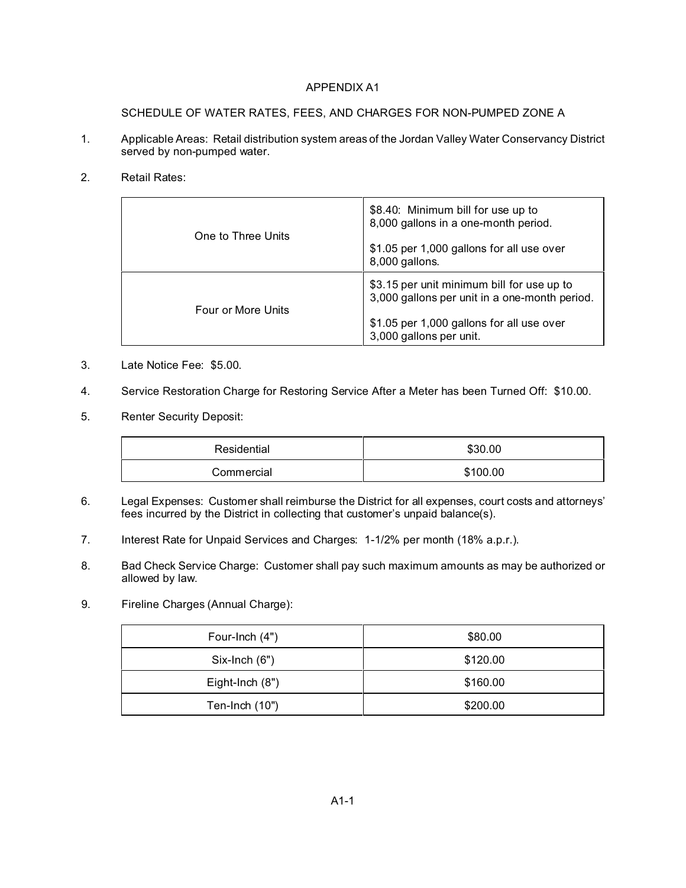# APPENDIX A1

## SCHEDULE OF WATER RATES, FEES, AND CHARGES FOR NON-PUMPED ZONE A

1. Applicable Areas: Retail distribution system areas of the Jordan Valley Water Conservancy District served by non-pumped water.

2. Retail Rates:

| | |
|---|---|
| One to Three Units | $8.40: Minimum bill for use up to 8,000 gallons in a one-month period.<br><br>$1.05 per 1,000 gallons for all use over 8,000 gallons. |
| Four or More Units | $3.15 per unit minimum bill for use up to 3,000 gallons per unit in a one-month period.<br><br>$1.05 per 1,000 gallons for all use over 3,000 gallons per unit. |

3. Late Notice Fee: $5.00.

4. Service Restoration Charge for Restoring Service After a Meter has been Turned Off: $10.00.

5. Renter Security Deposit:

| | |
|---|---|
| Residential | $30.00 |
| Commercial | $100.00 |

6. Legal Expenses: Customer shall reimburse the District for all expenses, court costs and attorneys' fees incurred by the District in collecting that customer's unpaid balance(s).

7. Interest Rate for Unpaid Services and Charges: 1-1/2% per month (18% a.p.r.).

8. Bad Check Service Charge: Customer shall pay such maximum amounts as may be authorized or allowed by law.

9. Fireline Charges (Annual Charge):

| | |
|---|---|
| Four-Inch (4") | $80.00 |
| Six-Inch (6") | $120.00 |
| Eight-Inch (8") | $160.00 |
| Ten-Inch (10") | $200.00 |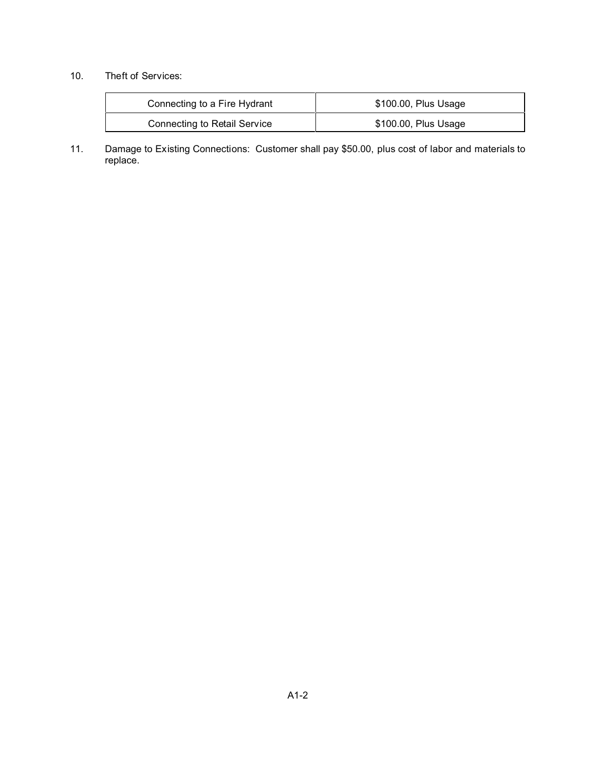10. Theft of Services:

| Connecting to a Fire Hydrant | $100.00, Plus Usage |
|---|---|
| Connecting to Retail Service | $100.00, Plus Usage |

11. Damage to Existing Connections: Customer shall pay $50.00, plus cost of labor and materials to replace.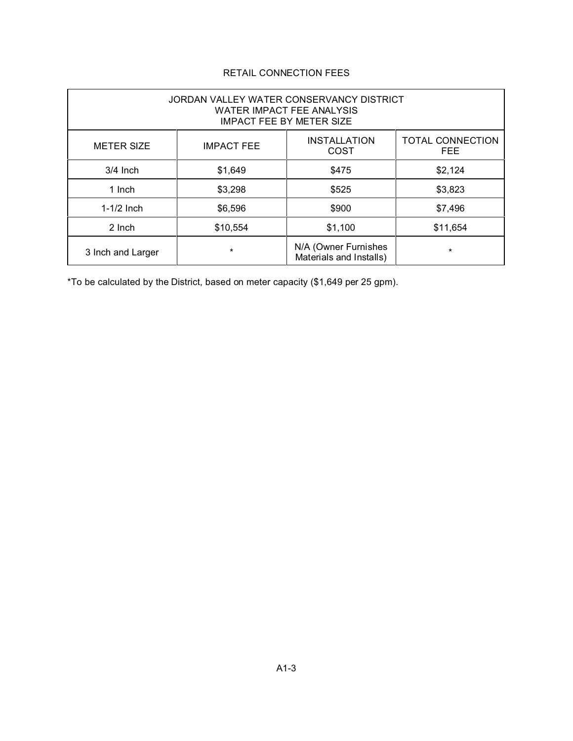## RETAIL CONNECTION FEES

| JORDAN VALLEY WATER CONSERVANCY DISTRICT<br>WATER IMPACT FEE ANALYSIS<br>IMPACT FEE BY METER SIZE | | | |
|---|---|---|---|
| METER SIZE | IMPACT FEE | INSTALLATION COST | TOTAL CONNECTION FEE |
| 3/4 Inch | $1,649 | $475 | $2,124 |
| 1 Inch | $3,298 | $525 | $3,823 |
| 1-1/2 Inch | $6,596 | $900 | $7,496 |
| 2 Inch | $10,554 | $1,100 | $11,654 |
| 3 Inch and Larger | * | N/A (Owner Furnishes Materials and Installs) | * |

*To be calculated by the District, based on meter capacity ($1,649 per 25 gpm).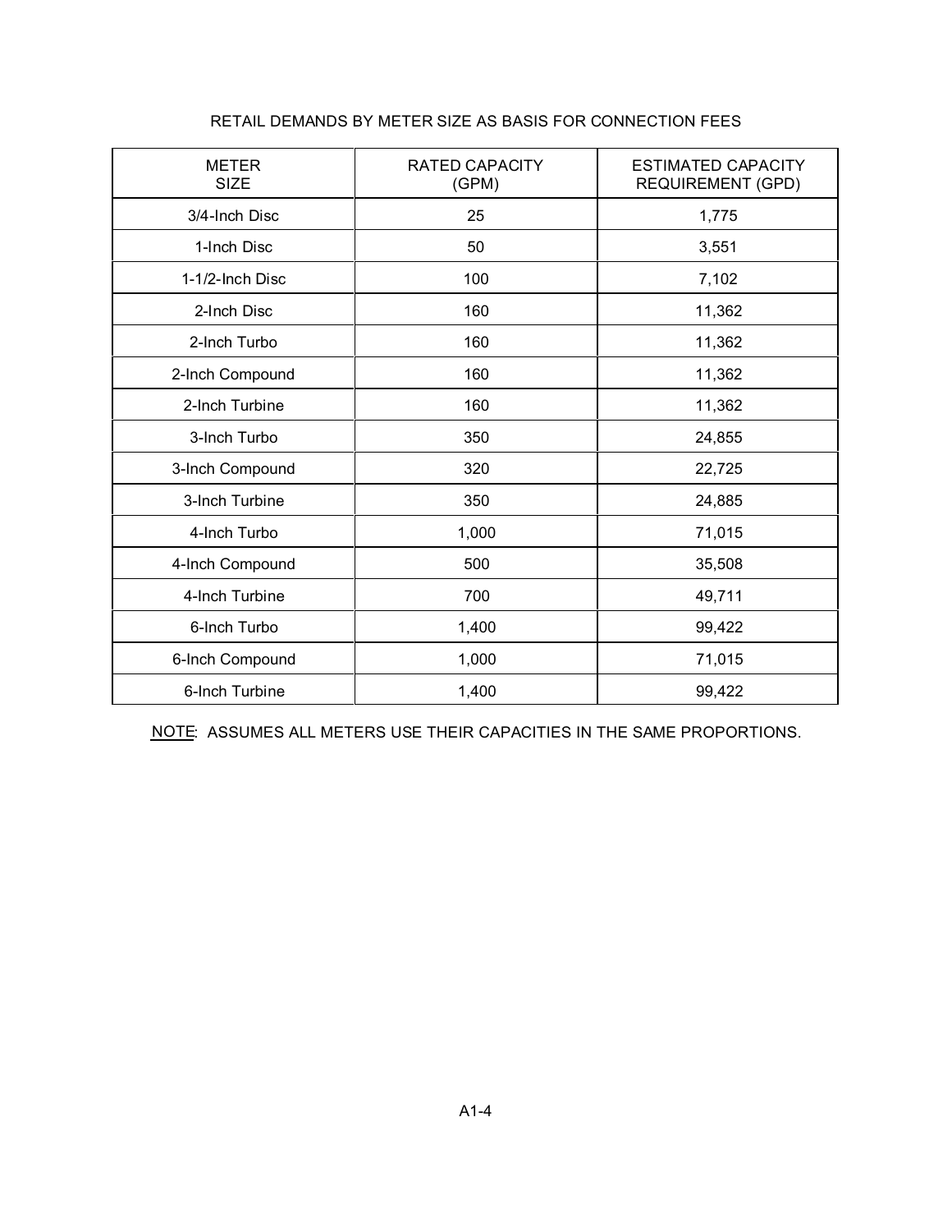RETAIL DEMANDS BY METER SIZE AS BASIS FOR CONNECTION FEES

| METER SIZE | RATED CAPACITY (GPM) | ESTIMATED CAPACITY REQUIREMENT (GPD) |
|---|---|---|
| 3/4-Inch Disc | 25 | 1,775 |
| 1-Inch Disc | 50 | 3,551 |
| 1-1/2-Inch Disc | 100 | 7,102 |
| 2-Inch Disc | 160 | 11,362 |
| 2-Inch Turbo | 160 | 11,362 |
| 2-Inch Compound | 160 | 11,362 |
| 2-Inch Turbine | 160 | 11,362 |
| 3-Inch Turbo | 350 | 24,855 |
| 3-Inch Compound | 320 | 22,725 |
| 3-Inch Turbine | 350 | 24,885 |
| 4-Inch Turbo | 1,000 | 71,015 |
| 4-Inch Compound | 500 | 35,508 |
| 4-Inch Turbine | 700 | 49,711 |
| 6-Inch Turbo | 1,400 | 99,422 |
| 6-Inch Compound | 1,000 | 71,015 |
| 6-Inch Turbine | 1,400 | 99,422 |

NOTE: ASSUMES ALL METERS USE THEIR CAPACITIES IN THE SAME PROPORTIONS.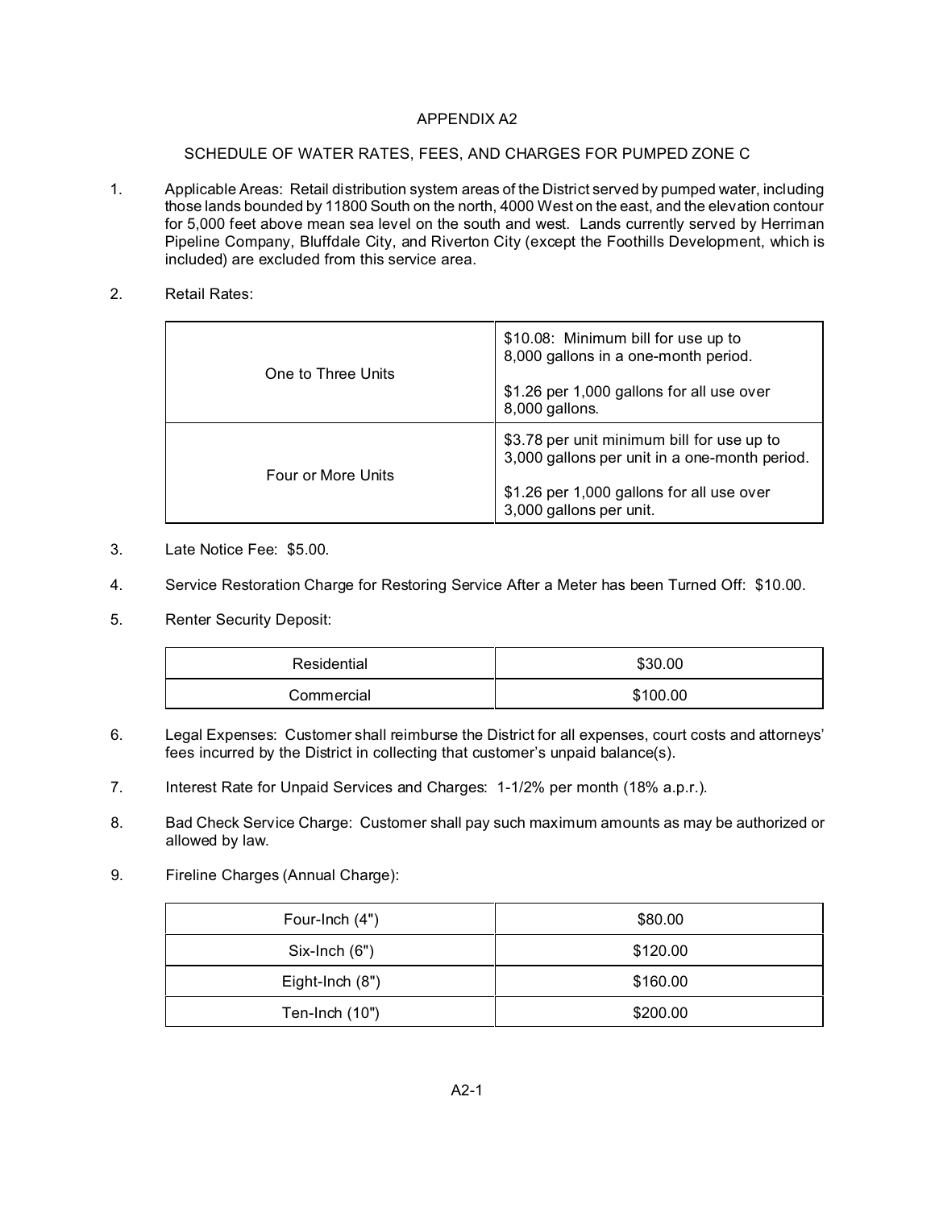# APPENDIX A2

## SCHEDULE OF WATER RATES, FEES, AND CHARGES FOR PUMPED ZONE C

1. Applicable Areas: Retail distribution system areas of the District served by pumped water, including those lands bounded by 11800 South on the north, 4000 West on the east, and the elevation contour for 5,000 feet above mean sea level on the south and west. Lands currently served by Herriman Pipeline Company, Bluffdale City, and Riverton City (except the Foothills Development, which is included) are excluded from this service area.

2. Retail Rates:

| | |
|---|---|
| One to Three Units | \$10.08: Minimum bill for use up to 8,000 gallons in a one-month period.<br><br>\$1.26 per 1,000 gallons for all use over 8,000 gallons. |
| Four or More Units | \$3.78 per unit minimum bill for use up to 3,000 gallons per unit in a one-month period.<br><br>\$1.26 per 1,000 gallons for all use over 3,000 gallons per unit. |

3. Late Notice Fee: \$5.00.

4. Service Restoration Charge for Restoring Service After a Meter has been Turned Off: \$10.00.

5. Renter Security Deposit:

| | |
|---|---|
| Residential | \$30.00 |
| Commercial | \$100.00 |

6. Legal Expenses: Customer shall reimburse the District for all expenses, court costs and attorneys' fees incurred by the District in collecting that customer's unpaid balance(s).

7. Interest Rate for Unpaid Services and Charges: 1-1/2% per month (18% a.p.r.).

8. Bad Check Service Charge: Customer shall pay such maximum amounts as may be authorized or allowed by law.

9. Fireline Charges (Annual Charge):

| | |
|---|---|
| Four-Inch (4") | \$80.00 |
| Six-Inch (6") | \$120.00 |
| Eight-Inch (8") | \$160.00 |
| Ten-Inch (10") | \$200.00 |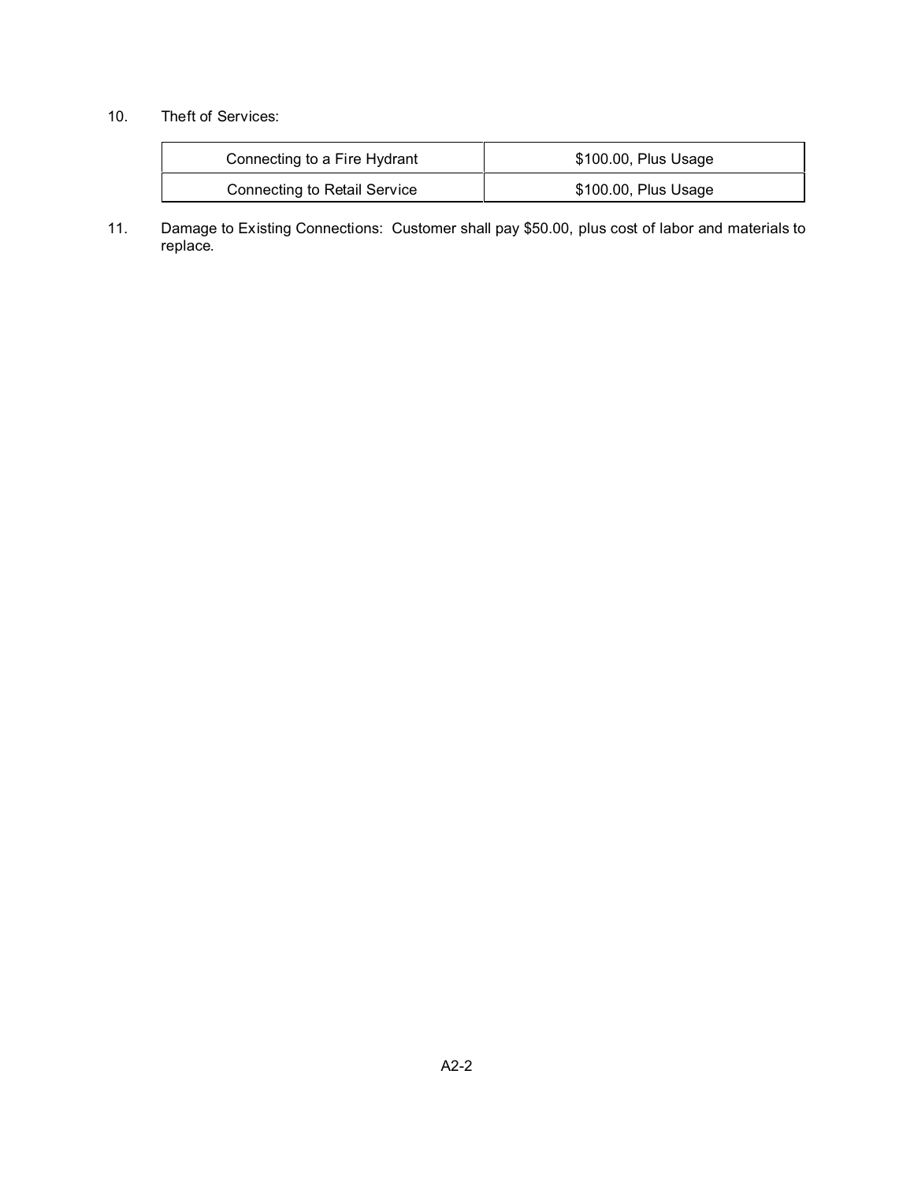10. Theft of Services:

| Connecting to a Fire Hydrant | $100.00, Plus Usage |
| --- | --- |
| Connecting to Retail Service | $100.00, Plus Usage |

11. Damage to Existing Connections: Customer shall pay $50.00, plus cost of labor and materials to replace.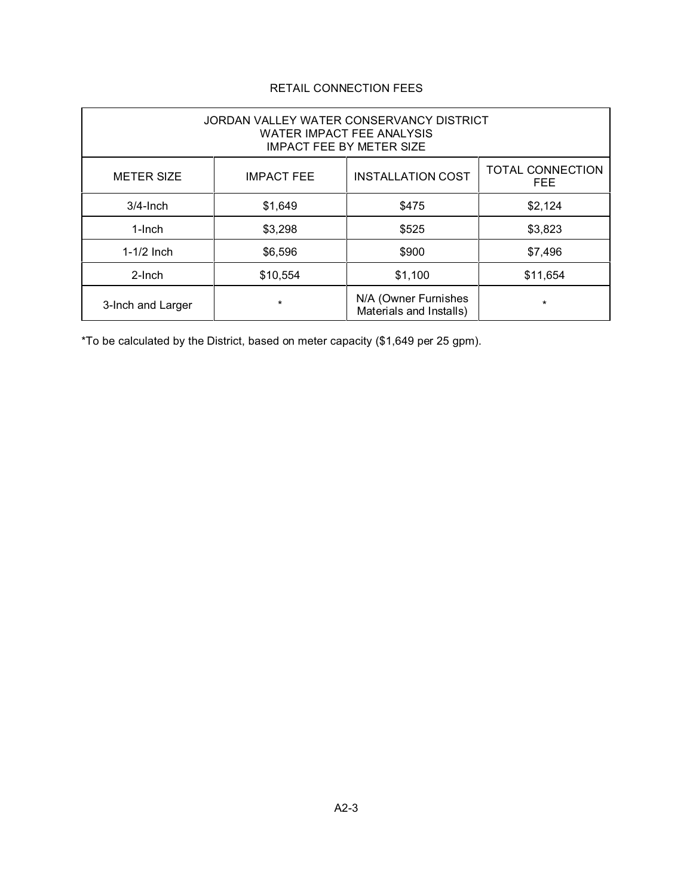## RETAIL CONNECTION FEES

| JORDAN VALLEY WATER CONSERVANCY DISTRICT<br>WATER IMPACT FEE ANALYSIS<br>IMPACT FEE BY METER SIZE | | | |
|---|---|---|---|
| METER SIZE | IMPACT FEE | INSTALLATION COST | TOTAL CONNECTION FEE |
| 3/4-Inch | $1,649 | $475 | $2,124 |
| 1-Inch | $3,298 | $525 | $3,823 |
| 1-1/2 Inch | $6,596 | $900 | $7,496 |
| 2-Inch | $10,554 | $1,100 | $11,654 |
| 3-Inch and Larger | * | N/A (Owner Furnishes Materials and Installs) | * |

*To be calculated by the District, based on meter capacity ($1,649 per 25 gpm).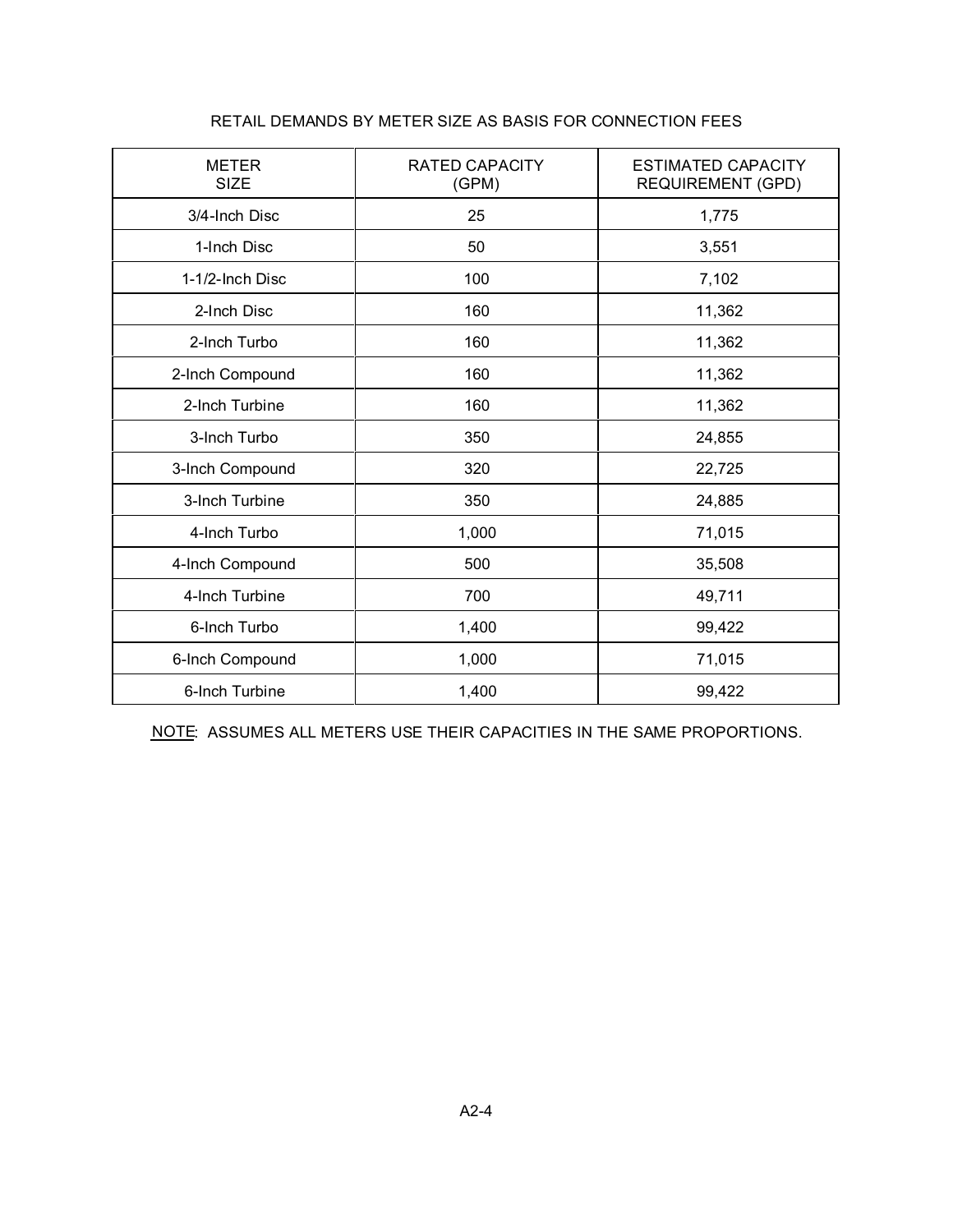RETAIL DEMANDS BY METER SIZE AS BASIS FOR CONNECTION FEES

| METER SIZE | RATED CAPACITY (GPM) | ESTIMATED CAPACITY REQUIREMENT (GPD) |
|---|---|---|
| 3/4-Inch Disc | 25 | 1,775 |
| 1-Inch Disc | 50 | 3,551 |
| 1-1/2-Inch Disc | 100 | 7,102 |
| 2-Inch Disc | 160 | 11,362 |
| 2-Inch Turbo | 160 | 11,362 |
| 2-Inch Compound | 160 | 11,362 |
| 2-Inch Turbine | 160 | 11,362 |
| 3-Inch Turbo | 350 | 24,855 |
| 3-Inch Compound | 320 | 22,725 |
| 3-Inch Turbine | 350 | 24,885 |
| 4-Inch Turbo | 1,000 | 71,015 |
| 4-Inch Compound | 500 | 35,508 |
| 4-Inch Turbine | 700 | 49,711 |
| 6-Inch Turbo | 1,400 | 99,422 |
| 6-Inch Compound | 1,000 | 71,015 |
| 6-Inch Turbine | 1,400 | 99,422 |

NOTE: ASSUMES ALL METERS USE THEIR CAPACITIES IN THE SAME PROPORTIONS.